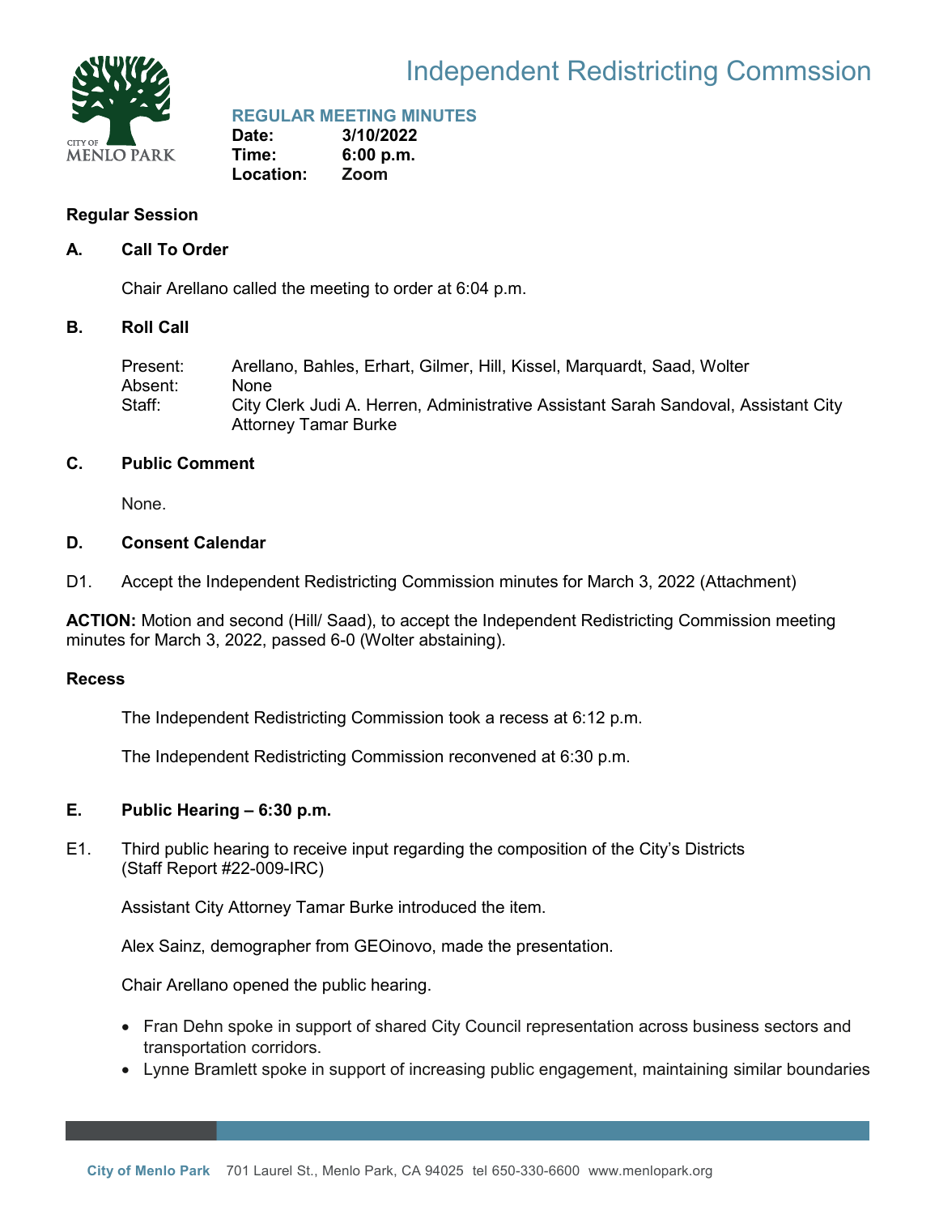# Independent Redistricting Commssion

## REGULAR MEETING MINUTES

**Date:** 3/10/2022
**Time:** 6:00 p.m.
**Location:** Zoom

### Regular Session

### A. Call To Order

Chair Arellano called the meeting to order at 6:04 p.m.

### B. Roll Call

Present: Arellano, Bahles, Erhart, Gilmer, Hill, Kissel, Marquardt, Saad, Wolter
Absent: None
Staff: City Clerk Judi A. Herren, Administrative Assistant Sarah Sandoval, Assistant City Attorney Tamar Burke

### C. Public Comment

None.

### D. Consent Calendar

D1. Accept the Independent Redistricting Commission minutes for March 3, 2022 (Attachment)

**ACTION:** Motion and second (Hill/ Saad), to accept the Independent Redistricting Commission meeting minutes for March 3, 2022, passed 6-0 (Wolter abstaining).

### Recess

The Independent Redistricting Commission took a recess at 6:12 p.m.

The Independent Redistricting Commission reconvened at 6:30 p.m.

### E. Public Hearing – 6:30 p.m.

E1. Third public hearing to receive input regarding the composition of the City's Districts (Staff Report #22-009-IRC)

Assistant City Attorney Tamar Burke introduced the item.

Alex Sainz, demographer from GEOinovo, made the presentation.

Chair Arellano opened the public hearing.

- Fran Dehn spoke in support of shared City Council representation across business sectors and transportation corridors.
- Lynne Bramlett spoke in support of increasing public engagement, maintaining similar boundaries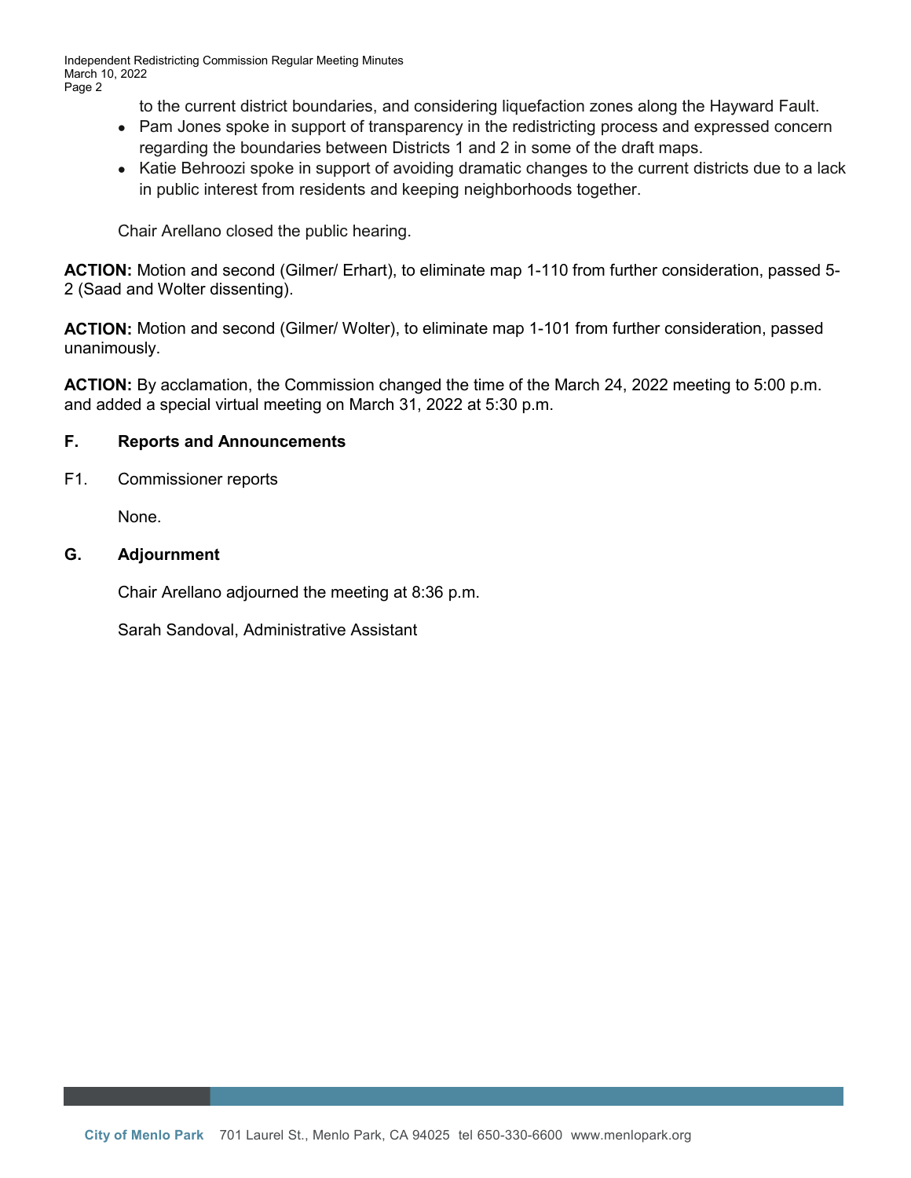to the current district boundaries, and considering liquefaction zones along the Hayward Fault.

- Pam Jones spoke in support of transparency in the redistricting process and expressed concern regarding the boundaries between Districts 1 and 2 in some of the draft maps.
- Katie Behroozi spoke in support of avoiding dramatic changes to the current districts due to a lack in public interest from residents and keeping neighborhoods together.

Chair Arellano closed the public hearing.

**ACTION:** Motion and second (Gilmer/ Erhart), to eliminate map 1-110 from further consideration, passed 5-2 (Saad and Wolter dissenting).

**ACTION:** Motion and second (Gilmer/ Wolter), to eliminate map 1-101 from further consideration, passed unanimously.

**ACTION:** By acclamation, the Commission changed the time of the March 24, 2022 meeting to 5:00 p.m. and added a special virtual meeting on March 31, 2022 at 5:30 p.m.

## F. Reports and Announcements

F1. Commissioner reports

None.

## G. Adjournment

Chair Arellano adjourned the meeting at 8:36 p.m.

Sarah Sandoval, Administrative Assistant